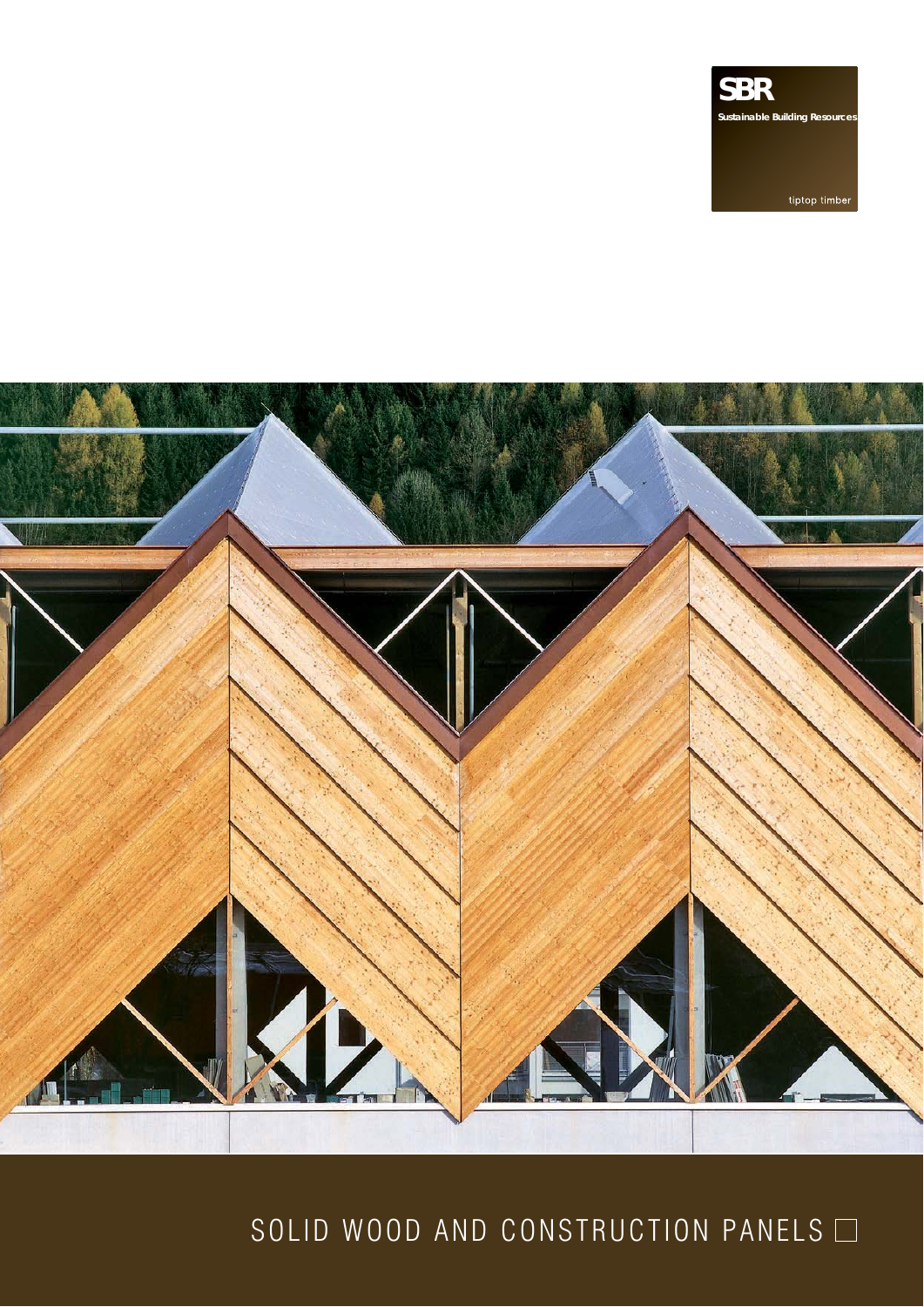SBR

Sustainable Building Resources

tiptop timber

# SOLID WOOD AND CONSTRUCTION PANELS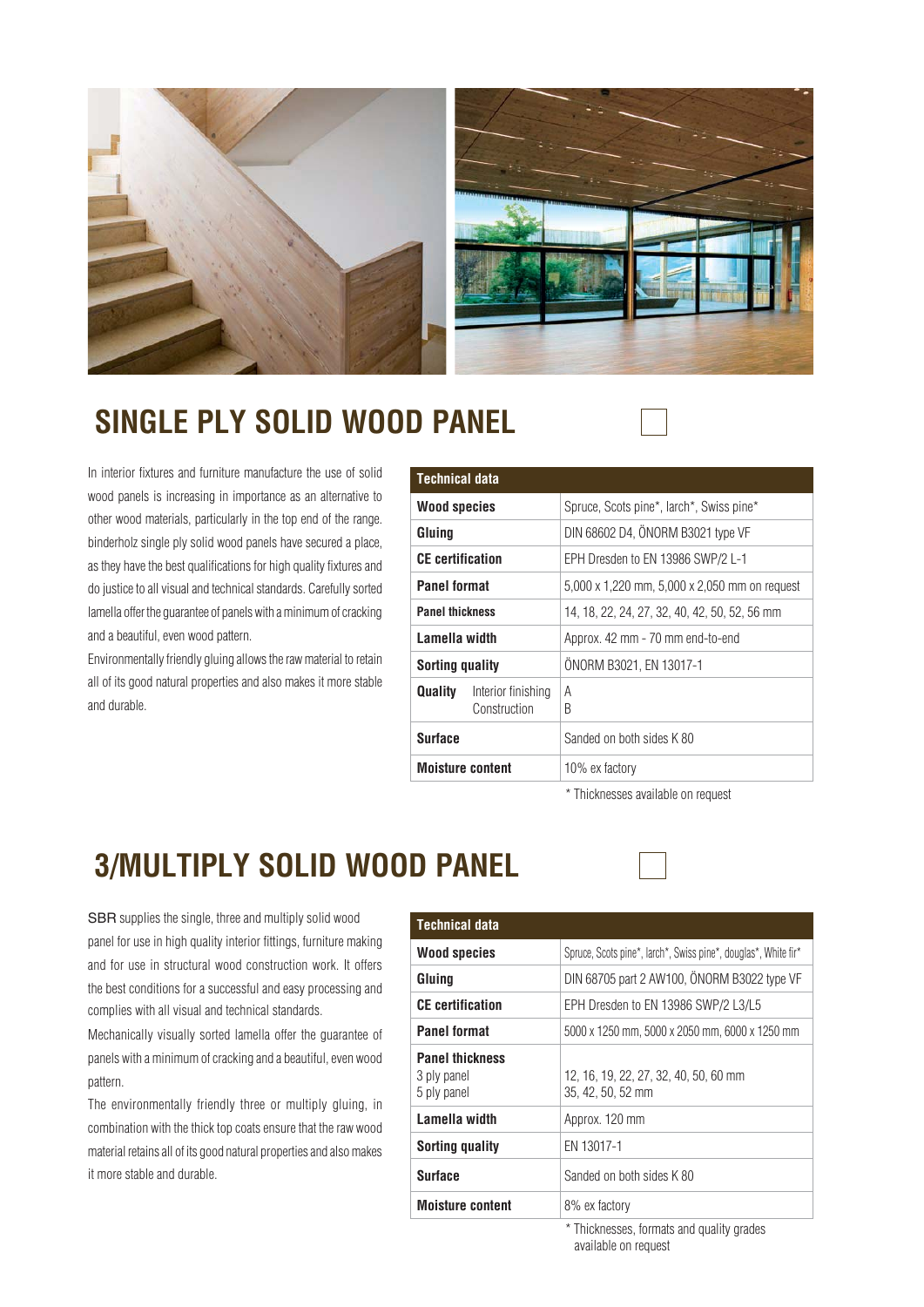## SINGLE PLY SOLID WOOD PANEL

In interior fixtures and furniture manufacture the use of solid wood panels is increasing in importance as an alternative to other wood materials, particularly in the top end of the range. binderholz single ply solid wood panels have secured a place, as they have the best qualifications for high quality fixtures and do justice to all visual and technical standards. Carefully sorted lamella offer the guarantee of panels with a minimum of cracking and a beautiful, even wood pattern.

Environmentally friendly gluing allows the raw material to retain all of its good natural properties and also makes it more stable and durable.

| Technical data | |
|---|---|
| **Wood species** | Spruce, Scots pine*, larch*, Swiss pine* |
| **Gluing** | DIN 68602 D4, ÖNORM B3021 type VF |
| **CE certification** | EPH Dresden to EN 13986 SWP/2 L-1 |
| **Panel format** | 5,000 x 1,220 mm, 5,000 x 2,050 mm on request |
| **Panel thickness** | 14, 18, 22, 24, 27, 32, 40, 42, 50, 52, 56 mm |
| **Lamella width** | Approx. 42 mm - 70 mm end-to-end |
| **Sorting quality** | ÖNORM B3021, EN 13017-1 |
| **Quality** Interior finishing / Construction | A / B |
| **Surface** | Sanded on both sides K 80 |
| **Moisture content** | 10% ex factory |

\* Thicknesses available on request

## 3/MULTIPLY SOLID WOOD PANEL

SBR supplies the single, three and multiply solid wood panel for use in high quality interior fittings, furniture making and for use in structural wood construction work. It offers the best conditions for a successful and easy processing and complies with all visual and technical standards.

Mechanically visually sorted lamella offer the guarantee of panels with a minimum of cracking and a beautiful, even wood pattern.

The environmentally friendly three or multiply gluing, in combination with the thick top coats ensure that the raw wood material retains all of its good natural properties and also makes it more stable and durable.

| Technical data | |
|---|---|
| **Wood species** | Spruce, Scots pine*, larch*, Swiss pine*, douglas*, White fir* |
| **Gluing** | DIN 68705 part 2 AW100, ÖNORM B3022 type VF |
| **CE certification** | EPH Dresden to EN 13986 SWP/2 L3/L5 |
| **Panel format** | 5000 x 1250 mm, 5000 x 2050 mm, 6000 x 1250 mm |
| **Panel thickness** 3 ply panel / 5 ply panel | 12, 16, 19, 22, 27, 32, 40, 50, 60 mm / 35, 42, 50, 52 mm |
| **Lamella width** | Approx. 120 mm |
| **Sorting quality** | EN 13017-1 |
| **Surface** | Sanded on both sides K 80 |
| **Moisture content** | 8% ex factory |

\* Thicknesses, formats and quality grades available on request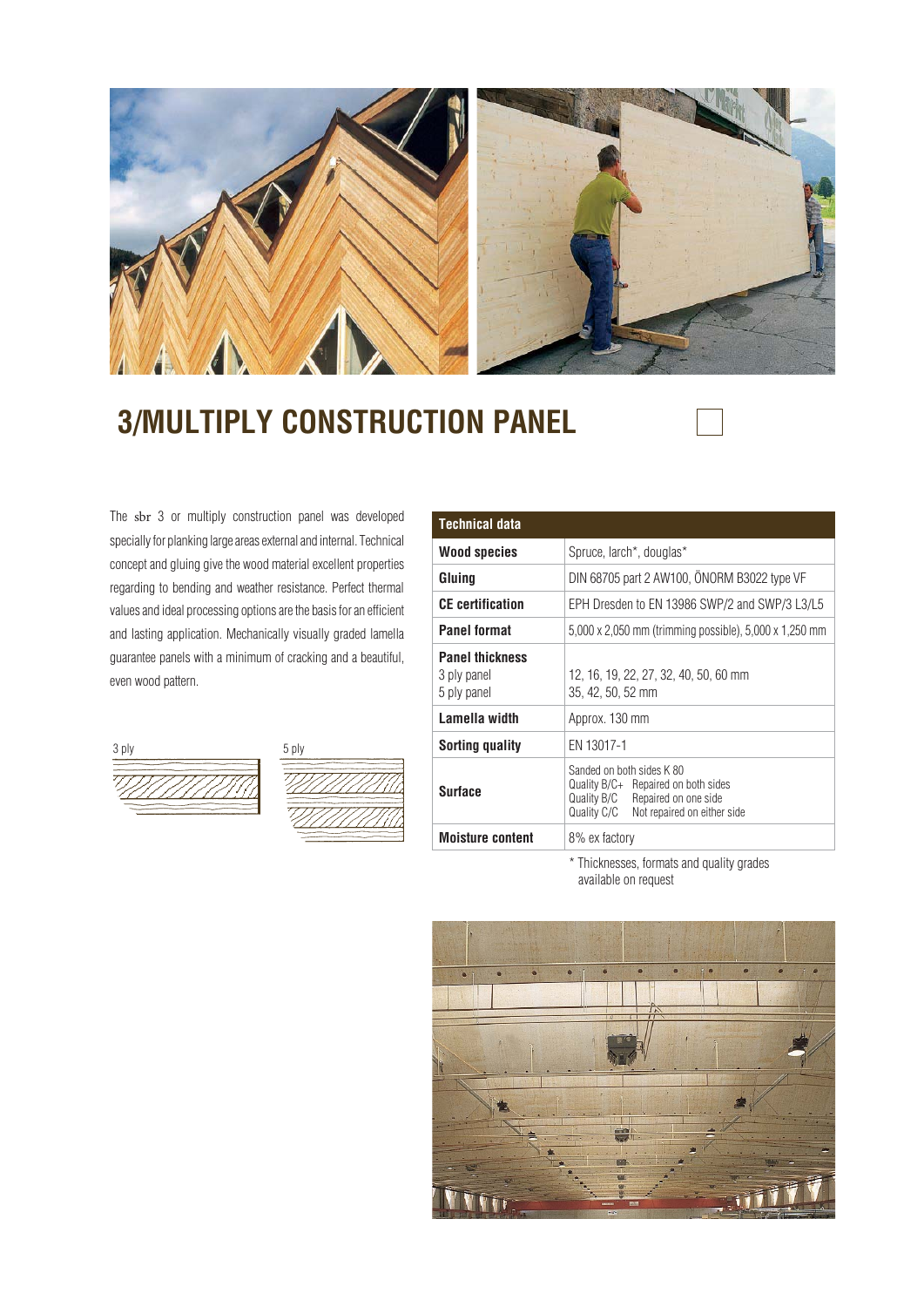# 3/MULTIPLY CONSTRUCTION PANEL

The sbr 3 or multiply construction panel was developed specially for planking large areas external and internal. Technical concept and gluing give the wood material excellent properties regarding to bending and weather resistance. Perfect thermal values and ideal processing options are the basis for an efficient and lasting application. Mechanically visually graded lamella guarantee panels with a minimum of cracking and a beautiful, even wood pattern.

3 ply

5 ply

| Technical data | |
|---|---|
| **Wood species** | Spruce, larch*, douglas* |
| **Gluing** | DIN 68705 part 2 AW100, ÖNORM B3022 type VF |
| **CE certification** | EPH Dresden to EN 13986 SWP/2 and SWP/3 L3/L5 |
| **Panel format** | 5,000 x 2,050 mm (trimming possible), 5,000 x 1,250 mm |
| **Panel thickness**<br>3 ply panel<br>5 ply panel | <br>12, 16, 19, 22, 27, 32, 40, 50, 60 mm<br>35, 42, 50, 52 mm |
| **Lamella width** | Approx. 130 mm |
| **Sorting quality** | EN 13017-1 |
| **Surface** | Sanded on both sides K 80<br>Quality B/C+ Repaired on both sides<br>Quality B/C Repaired on one side<br>Quality C/C Not repaired on either side |
| **Moisture content** | 8% ex factory |

\* Thicknesses, formats and quality grades available on request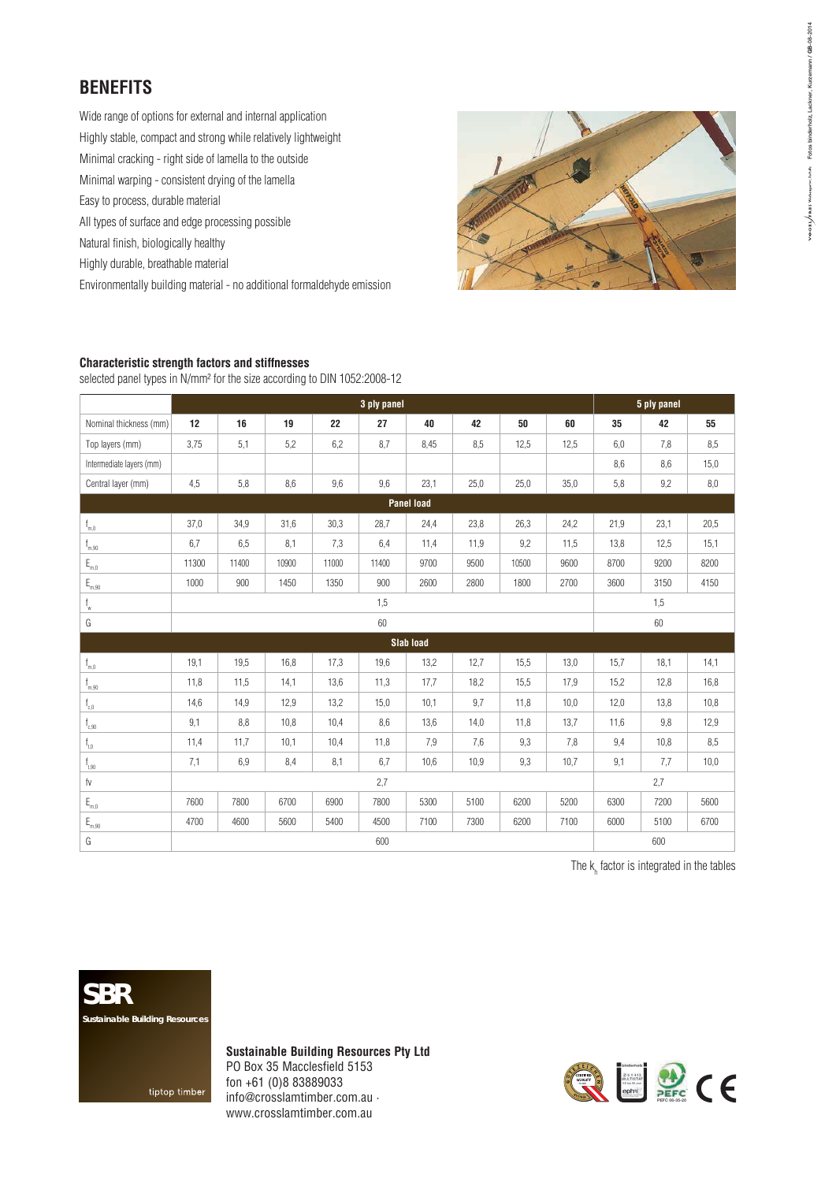## BENEFITS

Wide range of options for external and internal application
Highly stable, compact and strong while relatively lightweight
Minimal cracking - right side of lamella to the outside
Minimal warping - consistent drying of the lamella
Easy to process, durable material
All types of surface and edge processing possible
Natural finish, biologically healthy
Highly durable, breathable material
Environmentally building material - no additional formaldehyde emission

**Characteristic strength factors and stiffnesses**
selected panel types in N/mm² for the size according to DIN 1052:2008-12

| | 3 ply panel | | | | | | | | | 5 ply panel | | |
|---|---|---|---|---|---|---|---|---|---|---|---|---|
| Nominal thickness (mm) | 12 | 16 | 19 | 22 | 27 | 40 | 42 | 50 | 60 | 35 | 42 | 55 |
| Top layers (mm) | 3,75 | 5,1 | 5,2 | 6,2 | 8,7 | 8,45 | 8,5 | 12,5 | 12,5 | 6,0 | 7,8 | 8,5 |
| Intermediate layers (mm) | | | | | | | | | | 8,6 | 8,6 | 15,0 |
| Central layer (mm) | 4,5 | 5,8 | 8,6 | 9,6 | 9,6 | 23,1 | 25,0 | 25,0 | 35,0 | 5,8 | 9,2 | 8,0 |
| **Panel load** | | | | | | | | | | | | |
| $f_{m,0}$ | 37,0 | 34,9 | 31,6 | 30,3 | 28,7 | 24,4 | 23,8 | 26,3 | 24,2 | 21,9 | 23,1 | 20,5 |
| $f_{m,90}$ | 6,7 | 6,5 | 8,1 | 7,3 | 6,4 | 11,4 | 11,9 | 9,2 | 11,5 | 13,8 | 12,5 | 15,1 |
| $E_{m,0}$ | 11300 | 11400 | 10900 | 11000 | 11400 | 9700 | 9500 | 10500 | 9600 | 8700 | 9200 | 8200 |
| $E_{m,90}$ | 1000 | 900 | 1450 | 1350 | 900 | 2600 | 2800 | 1800 | 2700 | 3600 | 3150 | 4150 |
| $f_{v}$ | 1,5 | | | | | | | | | 1,5 | | |
| G | 60 | | | | | | | | | 60 | | |
| **Slab load** | | | | | | | | | | | | |
| $f_{m,0}$ | 19,1 | 19,5 | 16,8 | 17,3 | 19,6 | 13,2 | 12,7 | 15,5 | 13,0 | 15,7 | 18,1 | 14,1 |
| $f_{m,90}$ | 11,8 | 11,5 | 14,1 | 13,6 | 11,3 | 17,7 | 18,2 | 15,5 | 17,9 | 15,2 | 12,8 | 16,8 |
| $f_{c,0}$ | 14,6 | 14,9 | 12,9 | 13,2 | 15,0 | 10,1 | 9,7 | 11,8 | 10,0 | 12,0 | 13,8 | 10,8 |
| $f_{c,90}$ | 9,1 | 8,8 | 10,8 | 10,4 | 8,6 | 13,6 | 14,0 | 11,8 | 13,7 | 11,6 | 9,8 | 12,9 |
| $f_{t,0}$ | 11,4 | 11,7 | 10,1 | 10,4 | 11,8 | 7,9 | 7,6 | 9,3 | 7,8 | 9,4 | 10,8 | 8,5 |
| $f_{t,90}$ | 7,1 | 6,9 | 8,4 | 8,1 | 6,7 | 10,6 | 10,9 | 9,3 | 10,7 | 9,1 | 7,7 | 10,0 |
| fv | 2,7 | | | | | | | | | 2,7 | | |
| $E_{m,0}$ | 7600 | 7800 | 6700 | 6900 | 7800 | 5300 | 5100 | 6200 | 5200 | 6300 | 7200 | 5600 |
| $E_{m,90}$ | 4700 | 4600 | 5600 | 5400 | 4500 | 7100 | 7300 | 6200 | 7100 | 6000 | 5100 | 6700 |
| G | 600 | | | | | | | | | 600 | | |

The $k_h$ factor is integrated in the tables

SBR
Sustainable Building Resources
tiptop timber

**Sustainable Building Resources Pty Ltd**
PO Box 35 Macclesfield 5153
fon +61 (0)8 83889033
info@crosslamtimber.com.au ·
www.crosslamtimber.com.au